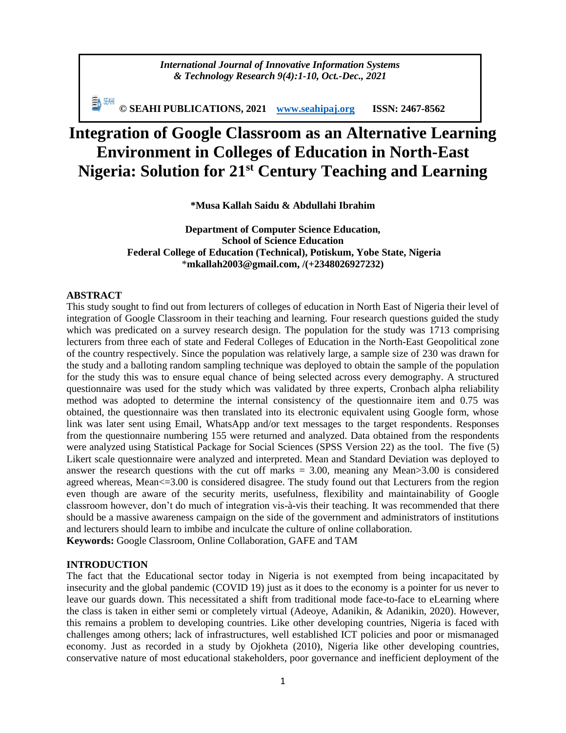# Integration of Google Classroom as an Alternative Learning Environment in Colleges of Education in North-East Nigeria: Solution for 21st Century Teaching and Learning

**\*Musa Kallah Saidu & Abdullahi Ibrahim**

**Department of Computer Science Education,**
**School of Science Education**
**Federal College of Education (Technical), Potiskum, Yobe State, Nigeria**
\***mkallah2003@gmail.com, /(+2348026927232)**

## ABSTRACT

This study sought to find out from lecturers of colleges of education in North East of Nigeria their level of integration of Google Classroom in their teaching and learning. Four research questions guided the study which was predicated on a survey research design. The population for the study was 1713 comprising lecturers from three each of state and Federal Colleges of Education in the North-East Geopolitical zone of the country respectively. Since the population was relatively large, a sample size of 230 was drawn for the study and a balloting random sampling technique was deployed to obtain the sample of the population for the study this was to ensure equal chance of being selected across every demography. A structured questionnaire was used for the study which was validated by three experts, Cronbach alpha reliability method was adopted to determine the internal consistency of the questionnaire item and 0.75 was obtained, the questionnaire was then translated into its electronic equivalent using Google form, whose link was later sent using Email, WhatsApp and/or text messages to the target respondents. Responses from the questionnaire numbering 155 were returned and analyzed. Data obtained from the respondents were analyzed using Statistical Package for Social Sciences (SPSS Version 22) as the tool. The five (5) Likert scale questionnaire were analyzed and interpreted. Mean and Standard Deviation was deployed to answer the research questions with the cut off marks = 3.00, meaning any Mean>3.00 is considered agreed whereas, Mean<=3.00 is considered disagree. The study found out that Lecturers from the region even though are aware of the security merits, usefulness, flexibility and maintainability of Google classroom however, don't do much of integration vis-à-vis their teaching. It was recommended that there should be a massive awareness campaign on the side of the government and administrators of institutions and lecturers should learn to imbibe and inculcate the culture of online collaboration.

**Keywords:** Google Classroom, Online Collaboration, GAFE and TAM

## INTRODUCTION

The fact that the Educational sector today in Nigeria is not exempted from being incapacitated by insecurity and the global pandemic (COVID 19) just as it does to the economy is a pointer for us never to leave our guards down. This necessitated a shift from traditional mode face-to-face to eLearning where the class is taken in either semi or completely virtual (Adeoye, Adanikin, & Adanikin, 2020). However, this remains a problem to developing countries. Like other developing countries, Nigeria is faced with challenges among others; lack of infrastructures, well established ICT policies and poor or mismanaged economy. Just as recorded in a study by Ojokheta (2010), Nigeria like other developing countries, conservative nature of most educational stakeholders, poor governance and inefficient deployment of the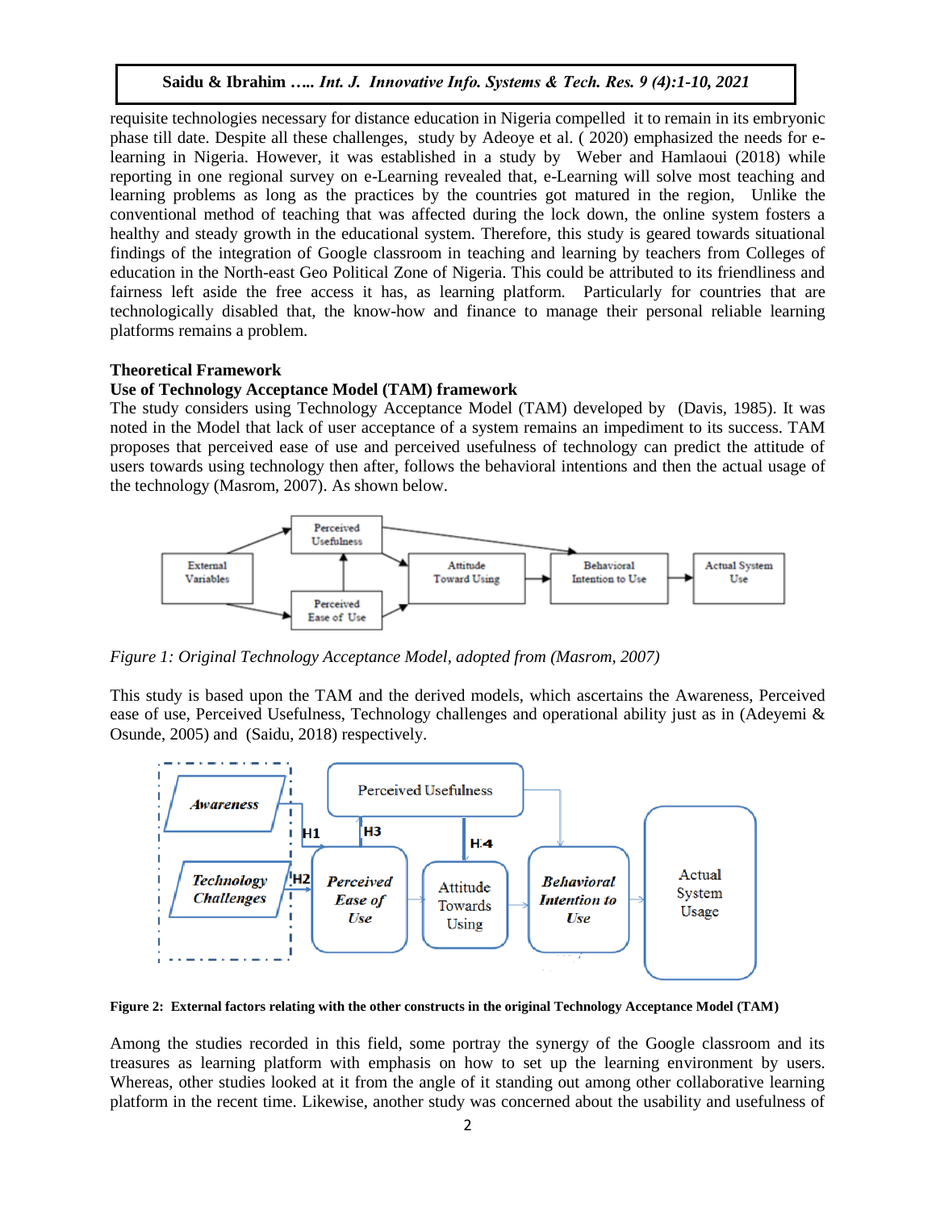requisite technologies necessary for distance education in Nigeria compelled it to remain in its embryonic phase till date. Despite all these challenges, study by Adeoye et al. ( 2020) emphasized the needs for e-learning in Nigeria. However, it was established in a study by Weber and Hamlaoui (2018) while reporting in one regional survey on e-Learning revealed that, e-Learning will solve most teaching and learning problems as long as the practices by the countries got matured in the region, Unlike the conventional method of teaching that was affected during the lock down, the online system fosters a healthy and steady growth in the educational system. Therefore, this study is geared towards situational findings of the integration of Google classroom in teaching and learning by teachers from Colleges of education in the North-east Geo Political Zone of Nigeria. This could be attributed to its friendliness and fairness left aside the free access it has, as learning platform. Particularly for countries that are technologically disabled that, the know-how and finance to manage their personal reliable learning platforms remains a problem.

**Theoretical Framework**

**Use of Technology Acceptance Model (TAM) framework**

The study considers using Technology Acceptance Model (TAM) developed by (Davis, 1985). It was noted in the Model that lack of user acceptance of a system remains an impediment to its success. TAM proposes that perceived ease of use and perceived usefulness of technology can predict the attitude of users towards using technology then after, follows the behavioral intentions and then the actual usage of the technology (Masrom, 2007). As shown below.

*Figure 1: Original Technology Acceptance Model, adopted from (Masrom, 2007)*

This study is based upon the TAM and the derived models, which ascertains the Awareness, Perceived ease of use, Perceived Usefulness, Technology challenges and operational ability just as in (Adeyemi & Osunde, 2005) and (Saidu, 2018) respectively.

**Figure 2: External factors relating with the other constructs in the original Technology Acceptance Model (TAM)**

Among the studies recorded in this field, some portray the synergy of the Google classroom and its treasures as learning platform with emphasis on how to set up the learning environment by users. Whereas, other studies looked at it from the angle of it standing out among other collaborative learning platform in the recent time. Likewise, another study was concerned about the usability and usefulness of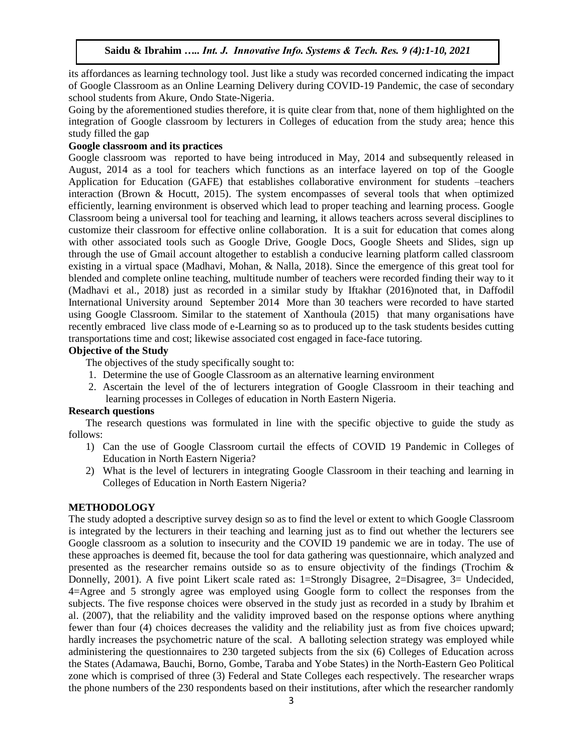its affordances as learning technology tool. Just like a study was recorded concerned indicating the impact of Google Classroom as an Online Learning Delivery during COVID-19 Pandemic, the case of secondary school students from Akure, Ondo State-Nigeria.

Going by the aforementioned studies therefore, it is quite clear from that, none of them highlighted on the integration of Google classroom by lecturers in Colleges of education from the study area; hence this study filled the gap

**Google classroom and its practices**

Google classroom was reported to have being introduced in May, 2014 and subsequently released in August, 2014 as a tool for teachers which functions as an interface layered on top of the Google Application for Education (GAFE) that establishes collaborative environment for students –teachers interaction (Brown & Hocutt, 2015). The system encompasses of several tools that when optimized efficiently, learning environment is observed which lead to proper teaching and learning process. Google Classroom being a universal tool for teaching and learning, it allows teachers across several disciplines to customize their classroom for effective online collaboration. It is a suit for education that comes along with other associated tools such as Google Drive, Google Docs, Google Sheets and Slides, sign up through the use of Gmail account altogether to establish a conducive learning platform called classroom existing in a virtual space (Madhavi, Mohan, & Nalla, 2018). Since the emergence of this great tool for blended and complete online teaching, multitude number of teachers were recorded finding their way to it (Madhavi et al., 2018) just as recorded in a similar study by Iftakhar (2016)noted that, in Daffodil International University around September 2014 More than 30 teachers were recorded to have started using Google Classroom. Similar to the statement of Xanthoula (2015) that many organisations have recently embraced live class mode of e-Learning so as to produced up to the task students besides cutting transportations time and cost; likewise associated cost engaged in face-face tutoring.

**Objective of the Study**

The objectives of the study specifically sought to:

1. Determine the use of Google Classroom as an alternative learning environment
2. Ascertain the level of the of lecturers integration of Google Classroom in their teaching and learning processes in Colleges of education in North Eastern Nigeria.

**Research questions**

The research questions was formulated in line with the specific objective to guide the study as follows:

1) Can the use of Google Classroom curtail the effects of COVID 19 Pandemic in Colleges of Education in North Eastern Nigeria?
2) What is the level of lecturers in integrating Google Classroom in their teaching and learning in Colleges of Education in North Eastern Nigeria?

## METHODOLOGY

The study adopted a descriptive survey design so as to find the level or extent to which Google Classroom is integrated by the lecturers in their teaching and learning just as to find out whether the lecturers see Google classroom as a solution to insecurity and the COVID 19 pandemic we are in today. The use of these approaches is deemed fit, because the tool for data gathering was questionnaire, which analyzed and presented as the researcher remains outside so as to ensure objectivity of the findings (Trochim & Donnelly, 2001). A five point Likert scale rated as: 1=Strongly Disagree, 2=Disagree, 3= Undecided, 4=Agree and 5 strongly agree was employed using Google form to collect the responses from the subjects. The five response choices were observed in the study just as recorded in a study by Ibrahim et al. (2007), that the reliability and the validity improved based on the response options where anything fewer than four (4) choices decreases the validity and the reliability just as from five choices upward; hardly increases the psychometric nature of the scal. A balloting selection strategy was employed while administering the questionnaires to 230 targeted subjects from the six (6) Colleges of Education across the States (Adamawa, Bauchi, Borno, Gombe, Taraba and Yobe States) in the North-Eastern Geo Political zone which is comprised of three (3) Federal and State Colleges each respectively. The researcher wraps the phone numbers of the 230 respondents based on their institutions, after which the researcher randomly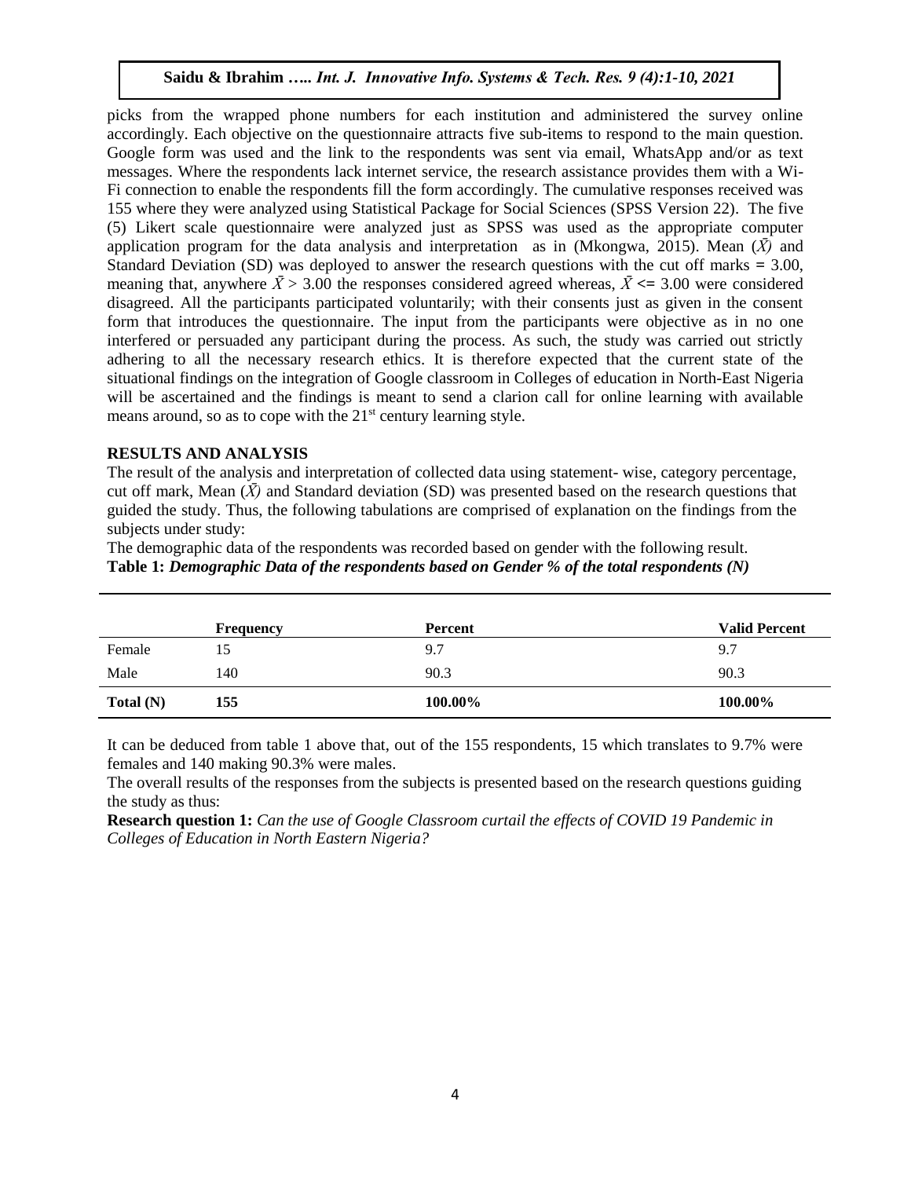picks from the wrapped phone numbers for each institution and administered the survey online accordingly. Each objective on the questionnaire attracts five sub-items to respond to the main question. Google form was used and the link to the respondents was sent via email, WhatsApp and/or as text messages. Where the respondents lack internet service, the research assistance provides them with a Wi-Fi connection to enable the respondents fill the form accordingly. The cumulative responses received was 155 where they were analyzed using Statistical Package for Social Sciences (SPSS Version 22). The five (5) Likert scale questionnaire were analyzed just as SPSS was used as the appropriate computer application program for the data analysis and interpretation as in (Mkongwa, 2015). Mean ($\bar{X}$) and Standard Deviation (SD) was deployed to answer the research questions with the cut off marks = 3.00, meaning that, anywhere $\bar{X} > 3.00$ the responses considered agreed whereas, $\bar{X} <= 3.00$ were considered disagreed. All the participants participated voluntarily; with their consents just as given in the consent form that introduces the questionnaire. The input from the participants were objective as in no one interfered or persuaded any participant during the process. As such, the study was carried out strictly adhering to all the necessary research ethics. It is therefore expected that the current state of the situational findings on the integration of Google classroom in Colleges of education in North-East Nigeria will be ascertained and the findings is meant to send a clarion call for online learning with available means around, so as to cope with the 21st century learning style.

## RESULTS AND ANALYSIS

The result of the analysis and interpretation of collected data using statement- wise, category percentage, cut off mark, Mean ($\bar{X}$) and Standard deviation (SD) was presented based on the research questions that guided the study. Thus, the following tabulations are comprised of explanation on the findings from the subjects under study:

The demographic data of the respondents was recorded based on gender with the following result.

**Table 1:** ***Demographic Data of the respondents based on Gender % of the total respondents (N)***

| | Frequency | Percent | Valid Percent |
|---|---|---|---|
| Female | 15 | 9.7 | 9.7 |
| Male | 140 | 90.3 | 90.3 |
| **Total (N)** | **155** | **100.00%** | **100.00%** |

It can be deduced from table 1 above that, out of the 155 respondents, 15 which translates to 9.7% were females and 140 making 90.3% were males.

The overall results of the responses from the subjects is presented based on the research questions guiding the study as thus:

**Research question 1:** *Can the use of Google Classroom curtail the effects of COVID 19 Pandemic in Colleges of Education in North Eastern Nigeria?*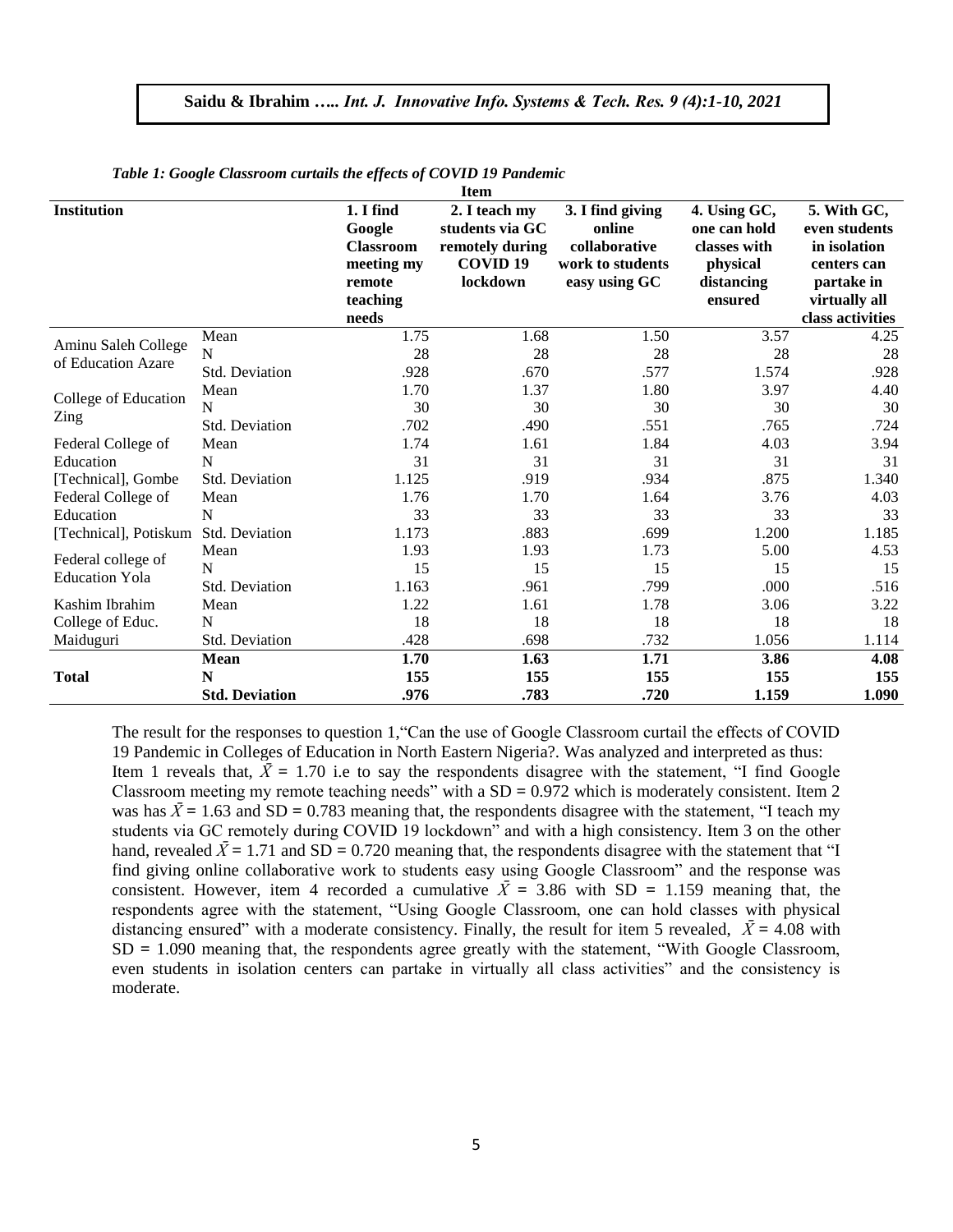*Table 1: Google Classroom curtails the effects of COVID 19 Pandemic*

| Institution | | 1. I find Google Classroom meeting my remote teaching needs | 2. I teach my students via GC remotely during COVID 19 lockdown | 3. I find giving online collaborative work to students easy using GC | 4. Using GC, one can hold classes with physical distancing ensured | 5. With GC, even students in isolation centers can partake in virtually all class activities |
|---|---|---|---|---|---|---|
| Aminu Saleh College of Education Azare | Mean | 1.75 | 1.68 | 1.50 | 3.57 | 4.25 |
| | N | 28 | 28 | 28 | 28 | 28 |
| | Std. Deviation | .928 | .670 | .577 | 1.574 | .928 |
| College of Education Zing | Mean | 1.70 | 1.37 | 1.80 | 3.97 | 4.40 |
| | N | 30 | 30 | 30 | 30 | 30 |
| | Std. Deviation | .702 | .490 | .551 | .765 | .724 |
| Federal College of Education [Technical], Gombe | Mean | 1.74 | 1.61 | 1.84 | 4.03 | 3.94 |
| | N | 31 | 31 | 31 | 31 | 31 |
| | Std. Deviation | 1.125 | .919 | .934 | .875 | 1.340 |
| Federal College of Education [Technical], Potiskum | Mean | 1.76 | 1.70 | 1.64 | 3.76 | 4.03 |
| | N | 33 | 33 | 33 | 33 | 33 |
| | Std. Deviation | 1.173 | .883 | .699 | 1.200 | 1.185 |
| Federal college of Education Yola | Mean | 1.93 | 1.93 | 1.73 | 5.00 | 4.53 |
| | N | 15 | 15 | 15 | 15 | 15 |
| | Std. Deviation | 1.163 | .961 | .799 | .000 | .516 |
| Kashim Ibrahim College of Educ. Maiduguri | Mean | 1.22 | 1.61 | 1.78 | 3.06 | 3.22 |
| | N | 18 | 18 | 18 | 18 | 18 |
| | Std. Deviation | .428 | .698 | .732 | 1.056 | 1.114 |
| **Total** | **Mean** | **1.70** | **1.63** | **1.71** | **3.86** | **4.08** |
| | **N** | **155** | **155** | **155** | **155** | **155** |
| | **Std. Deviation** | **.976** | **.783** | **.720** | **1.159** | **1.090** |

The result for the responses to question 1,"Can the use of Google Classroom curtail the effects of COVID 19 Pandemic in Colleges of Education in North Eastern Nigeria?. Was analyzed and interpreted as thus: Item 1 reveals that, $\bar{X}$ = 1.70 i.e to say the respondents disagree with the statement, "I find Google Classroom meeting my remote teaching needs" with a SD = 0.972 which is moderately consistent. Item 2 was has $\bar{X}$ = 1.63 and SD = 0.783 meaning that, the respondents disagree with the statement, "I teach my students via GC remotely during COVID 19 lockdown" and with a high consistency. Item 3 on the other hand, revealed $\bar{X}$ = 1.71 and SD = 0.720 meaning that, the respondents disagree with the statement that "I find giving online collaborative work to students easy using Google Classroom" and the response was consistent. However, item 4 recorded a cumulative $\bar{X}$ = 3.86 with SD = 1.159 meaning that, the respondents agree with the statement, "Using Google Classroom, one can hold classes with physical distancing ensured" with a moderate consistency. Finally, the result for item 5 revealed, $\bar{X}$ = 4.08 with SD = 1.090 meaning that, the respondents agree greatly with the statement, "With Google Classroom, even students in isolation centers can partake in virtually all class activities" and the consistency is moderate.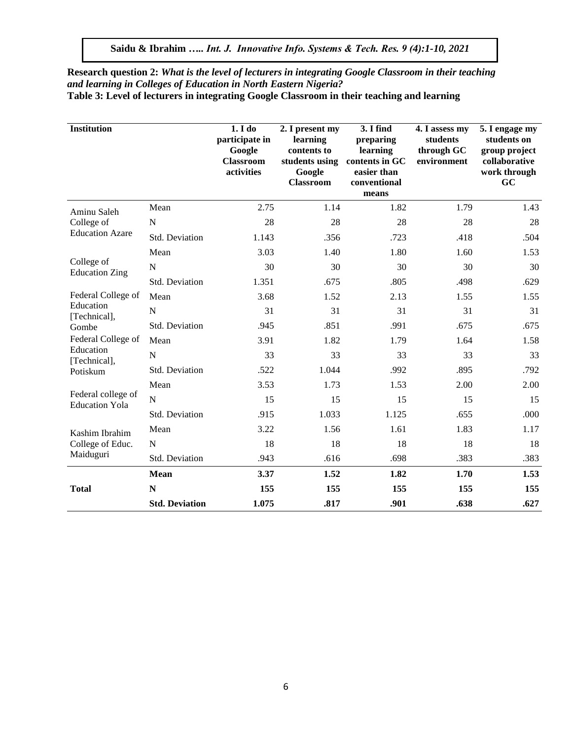**Research question 2:** ***What is the level of lecturers in integrating Google Classroom in their teaching and learning in Colleges of Education in North Eastern Nigeria?***

**Table 3: Level of lecturers in integrating Google Classroom in their teaching and learning**

| Institution | | 1. I do participate in Google Classroom activities | 2. I present my learning contents to students using Google Classroom | 3. I find preparing learning contents in GC easier than conventional means | 4. I assess my students through GC environment | 5. I engage my students on group project collaborative work through GC |
|---|---|---|---|---|---|---|
| Aminu Saleh College of Education Azare | Mean | 2.75 | 1.14 | 1.82 | 1.79 | 1.43 |
| | N | 28 | 28 | 28 | 28 | 28 |
| | Std. Deviation | 1.143 | .356 | .723 | .418 | .504 |
| College of Education Zing | Mean | 3.03 | 1.40 | 1.80 | 1.60 | 1.53 |
| | N | 30 | 30 | 30 | 30 | 30 |
| | Std. Deviation | 1.351 | .675 | .805 | .498 | .629 |
| Federal College of Education [Technical], Gombe | Mean | 3.68 | 1.52 | 2.13 | 1.55 | 1.55 |
| | N | 31 | 31 | 31 | 31 | 31 |
| | Std. Deviation | .945 | .851 | .991 | .675 | .675 |
| Federal College of Education [Technical], Potiskum | Mean | 3.91 | 1.82 | 1.79 | 1.64 | 1.58 |
| | N | 33 | 33 | 33 | 33 | 33 |
| | Std. Deviation | .522 | 1.044 | .992 | .895 | .792 |
| Federal college of Education Yola | Mean | 3.53 | 1.73 | 1.53 | 2.00 | 2.00 |
| | N | 15 | 15 | 15 | 15 | 15 |
| | Std. Deviation | .915 | 1.033 | 1.125 | .655 | .000 |
| Kashim Ibrahim College of Educ. Maiduguri | Mean | 3.22 | 1.56 | 1.61 | 1.83 | 1.17 |
| | N | 18 | 18 | 18 | 18 | 18 |
| | Std. Deviation | .943 | .616 | .698 | .383 | .383 |
| **Total** | **Mean** | **3.37** | **1.52** | **1.82** | **1.70** | **1.53** |
| | **N** | **155** | **155** | **155** | **155** | **155** |
| | **Std. Deviation** | **1.075** | **.817** | **.901** | **.638** | **.627** |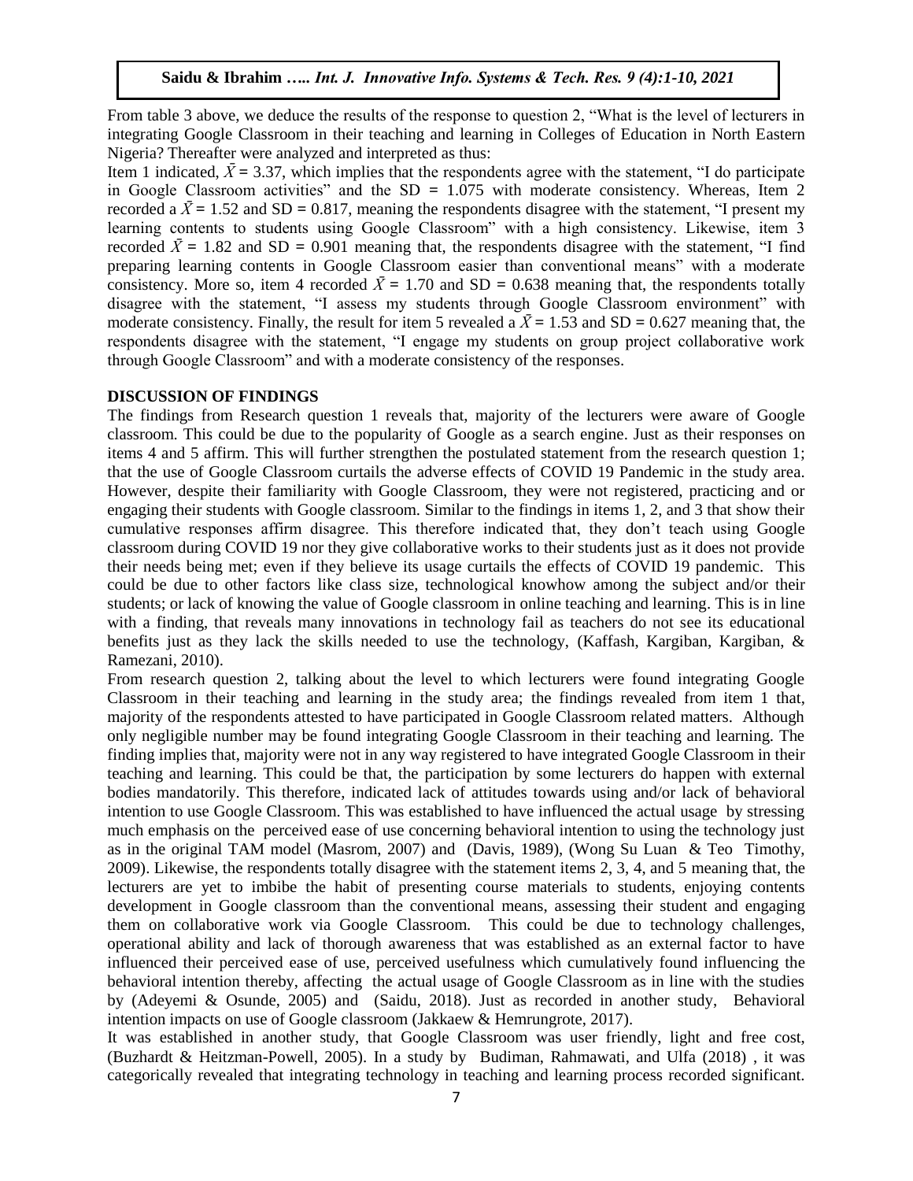From table 3 above, we deduce the results of the response to question 2, "What is the level of lecturers in integrating Google Classroom in their teaching and learning in Colleges of Education in North Eastern Nigeria? Thereafter were analyzed and interpreted as thus:

Item 1 indicated, $\bar{X} = 3.37$, which implies that the respondents agree with the statement, "I do participate in Google Classroom activities" and the SD = 1.075 with moderate consistency. Whereas, Item 2 recorded a $\bar{X} = 1.52$ and SD = 0.817, meaning the respondents disagree with the statement, "I present my learning contents to students using Google Classroom" with a high consistency. Likewise, item 3 recorded $\bar{X} = 1.82$ and SD = 0.901 meaning that, the respondents disagree with the statement, "I find preparing learning contents in Google Classroom easier than conventional means" with a moderate consistency. More so, item 4 recorded $\bar{X} = 1.70$ and SD = 0.638 meaning that, the respondents totally disagree with the statement, "I assess my students through Google Classroom environment" with moderate consistency. Finally, the result for item 5 revealed a $\bar{X} = 1.53$ and SD = 0.627 meaning that, the respondents disagree with the statement, "I engage my students on group project collaborative work through Google Classroom" and with a moderate consistency of the responses.

## DISCUSSION OF FINDINGS

The findings from Research question 1 reveals that, majority of the lecturers were aware of Google classroom. This could be due to the popularity of Google as a search engine. Just as their responses on items 4 and 5 affirm. This will further strengthen the postulated statement from the research question 1; that the use of Google Classroom curtails the adverse effects of COVID 19 Pandemic in the study area. However, despite their familiarity with Google Classroom, they were not registered, practicing and or engaging their students with Google classroom. Similar to the findings in items 1, 2, and 3 that show their cumulative responses affirm disagree. This therefore indicated that, they don't teach using Google classroom during COVID 19 nor they give collaborative works to their students just as it does not provide their needs being met; even if they believe its usage curtails the effects of COVID 19 pandemic. This could be due to other factors like class size, technological knowhow among the subject and/or their students; or lack of knowing the value of Google classroom in online teaching and learning. This is in line with a finding, that reveals many innovations in technology fail as teachers do not see its educational benefits just as they lack the skills needed to use the technology, (Kaffash, Kargiban, Kargiban, & Ramezani, 2010).

From research question 2, talking about the level to which lecturers were found integrating Google Classroom in their teaching and learning in the study area; the findings revealed from item 1 that, majority of the respondents attested to have participated in Google Classroom related matters. Although only negligible number may be found integrating Google Classroom in their teaching and learning. The finding implies that, majority were not in any way registered to have integrated Google Classroom in their teaching and learning. This could be that, the participation by some lecturers do happen with external bodies mandatorily. This therefore, indicated lack of attitudes towards using and/or lack of behavioral intention to use Google Classroom. This was established to have influenced the actual usage by stressing much emphasis on the perceived ease of use concerning behavioral intention to using the technology just as in the original TAM model (Masrom, 2007) and (Davis, 1989), (Wong Su Luan & Teo Timothy, 2009). Likewise, the respondents totally disagree with the statement items 2, 3, 4, and 5 meaning that, the lecturers are yet to imbibe the habit of presenting course materials to students, enjoying contents development in Google classroom than the conventional means, assessing their student and engaging them on collaborative work via Google Classroom. This could be due to technology challenges, operational ability and lack of thorough awareness that was established as an external factor to have influenced their perceived ease of use, perceived usefulness which cumulatively found influencing the behavioral intention thereby, affecting the actual usage of Google Classroom as in line with the studies by (Adeyemi & Osunde, 2005) and (Saidu, 2018). Just as recorded in another study, Behavioral intention impacts on use of Google classroom (Jakkaew & Hemrungrote, 2017).

It was established in another study, that Google Classroom was user friendly, light and free cost, (Buzhardt & Heitzman-Powell, 2005). In a study by Budiman, Rahmawati, and Ulfa (2018) , it was categorically revealed that integrating technology in teaching and learning process recorded significant.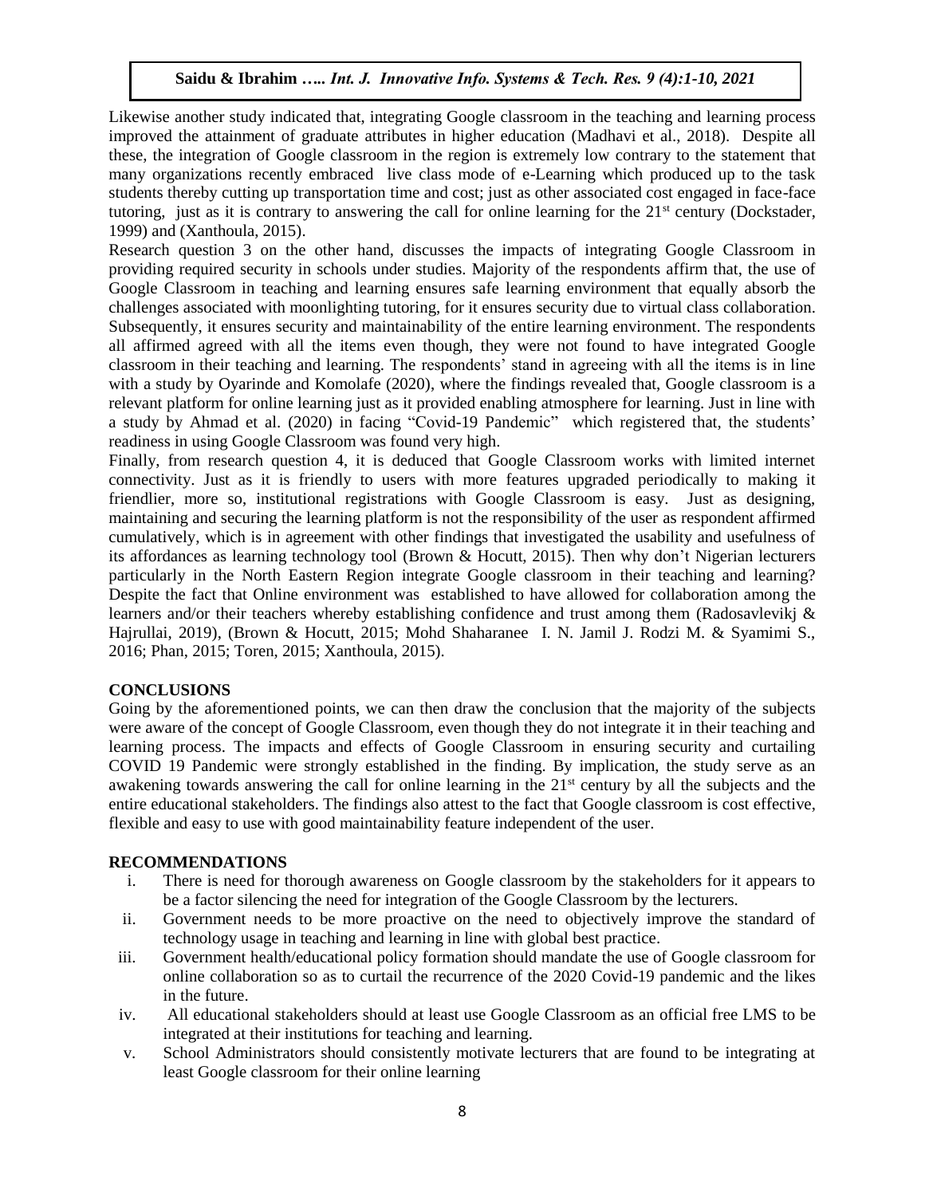Likewise another study indicated that, integrating Google classroom in the teaching and learning process improved the attainment of graduate attributes in higher education (Madhavi et al., 2018). Despite all these, the integration of Google classroom in the region is extremely low contrary to the statement that many organizations recently embraced live class mode of e-Learning which produced up to the task students thereby cutting up transportation time and cost; just as other associated cost engaged in face-face tutoring, just as it is contrary to answering the call for online learning for the 21st century (Dockstader, 1999) and (Xanthoula, 2015).

Research question 3 on the other hand, discusses the impacts of integrating Google Classroom in providing required security in schools under studies. Majority of the respondents affirm that, the use of Google Classroom in teaching and learning ensures safe learning environment that equally absorb the challenges associated with moonlighting tutoring, for it ensures security due to virtual class collaboration. Subsequently, it ensures security and maintainability of the entire learning environment. The respondents all affirmed agreed with all the items even though, they were not found to have integrated Google classroom in their teaching and learning. The respondents' stand in agreeing with all the items is in line with a study by Oyarinde and Komolafe (2020), where the findings revealed that, Google classroom is a relevant platform for online learning just as it provided enabling atmosphere for learning. Just in line with a study by Ahmad et al. (2020) in facing "Covid-19 Pandemic" which registered that, the students' readiness in using Google Classroom was found very high.

Finally, from research question 4, it is deduced that Google Classroom works with limited internet connectivity. Just as it is friendly to users with more features upgraded periodically to making it friendlier, more so, institutional registrations with Google Classroom is easy. Just as designing, maintaining and securing the learning platform is not the responsibility of the user as respondent affirmed cumulatively, which is in agreement with other findings that investigated the usability and usefulness of its affordances as learning technology tool (Brown & Hocutt, 2015). Then why don't Nigerian lecturers particularly in the North Eastern Region integrate Google classroom in their teaching and learning? Despite the fact that Online environment was established to have allowed for collaboration among the learners and/or their teachers whereby establishing confidence and trust among them (Radosavlevikj & Hajrullai, 2019), (Brown & Hocutt, 2015; Mohd Shaharanee I. N. Jamil J. Rodzi M. & Syamimi S., 2016; Phan, 2015; Toren, 2015; Xanthoula, 2015).

## CONCLUSIONS

Going by the aforementioned points, we can then draw the conclusion that the majority of the subjects were aware of the concept of Google Classroom, even though they do not integrate it in their teaching and learning process. The impacts and effects of Google Classroom in ensuring security and curtailing COVID 19 Pandemic were strongly established in the finding. By implication, the study serve as an awakening towards answering the call for online learning in the 21st century by all the subjects and the entire educational stakeholders. The findings also attest to the fact that Google classroom is cost effective, flexible and easy to use with good maintainability feature independent of the user.

## RECOMMENDATIONS

i. There is need for thorough awareness on Google classroom by the stakeholders for it appears to be a factor silencing the need for integration of the Google Classroom by the lecturers.
ii. Government needs to be more proactive on the need to objectively improve the standard of technology usage in teaching and learning in line with global best practice.
iii. Government health/educational policy formation should mandate the use of Google classroom for online collaboration so as to curtail the recurrence of the 2020 Covid-19 pandemic and the likes in the future.
iv. All educational stakeholders should at least use Google Classroom as an official free LMS to be integrated at their institutions for teaching and learning.
v. School Administrators should consistently motivate lecturers that are found to be integrating at least Google classroom for their online learning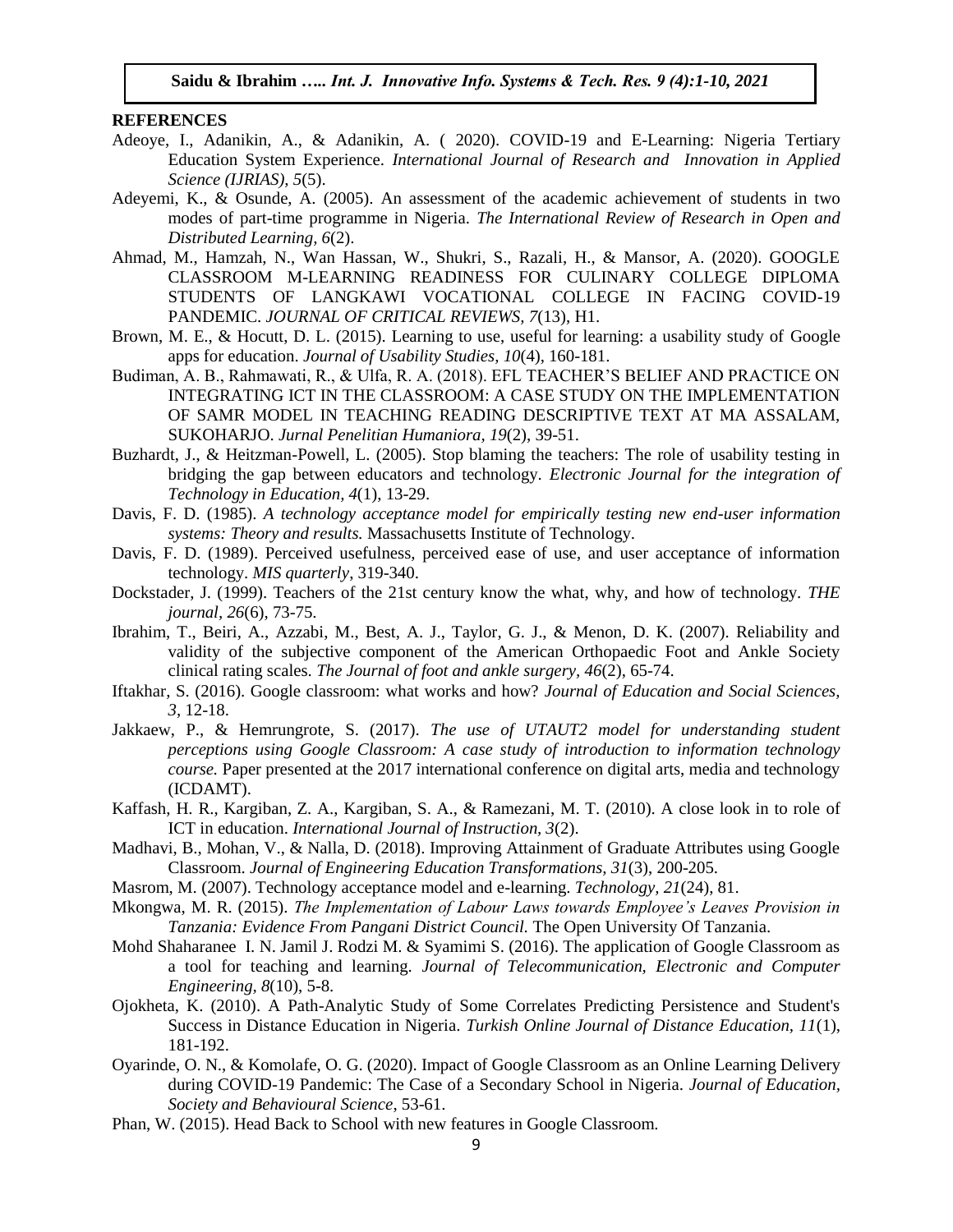## REFERENCES

Adeoye, I., Adanikin, A., & Adanikin, A. ( 2020). COVID-19 and E-Learning: Nigeria Tertiary Education System Experience. *International Journal of Research and Innovation in Applied Science (IJRIAS), 5*(5).

Adeyemi, K., & Osunde, A. (2005). An assessment of the academic achievement of students in two modes of part-time programme in Nigeria. *The International Review of Research in Open and Distributed Learning, 6*(2).

Ahmad, M., Hamzah, N., Wan Hassan, W., Shukri, S., Razali, H., & Mansor, A. (2020). GOOGLE CLASSROOM M-LEARNING READINESS FOR CULINARY COLLEGE DIPLOMA STUDENTS OF LANGKAWI VOCATIONAL COLLEGE IN FACING COVID-19 PANDEMIC. *JOURNAL OF CRITICAL REVIEWS, 7*(13), H1.

Brown, M. E., & Hocutt, D. L. (2015). Learning to use, useful for learning: a usability study of Google apps for education. *Journal of Usability Studies, 10*(4), 160-181.

Budiman, A. B., Rahmawati, R., & Ulfa, R. A. (2018). EFL TEACHER'S BELIEF AND PRACTICE ON INTEGRATING ICT IN THE CLASSROOM: A CASE STUDY ON THE IMPLEMENTATION OF SAMR MODEL IN TEACHING READING DESCRIPTIVE TEXT AT MA ASSALAM, SUKOHARJO. *Jurnal Penelitian Humaniora, 19*(2), 39-51.

Buzhardt, J., & Heitzman-Powell, L. (2005). Stop blaming the teachers: The role of usability testing in bridging the gap between educators and technology. *Electronic Journal for the integration of Technology in Education, 4*(1), 13-29.

Davis, F. D. (1985). *A technology acceptance model for empirically testing new end-user information systems: Theory and results.* Massachusetts Institute of Technology.

Davis, F. D. (1989). Perceived usefulness, perceived ease of use, and user acceptance of information technology. *MIS quarterly*, 319-340.

Dockstader, J. (1999). Teachers of the 21st century know the what, why, and how of technology. *THE journal, 26*(6), 73-75.

Ibrahim, T., Beiri, A., Azzabi, M., Best, A. J., Taylor, G. J., & Menon, D. K. (2007). Reliability and validity of the subjective component of the American Orthopaedic Foot and Ankle Society clinical rating scales. *The Journal of foot and ankle surgery, 46*(2), 65-74.

Iftakhar, S. (2016). Google classroom: what works and how? *Journal of Education and Social Sciences, 3*, 12-18.

Jakkaew, P., & Hemrungrote, S. (2017). *The use of UTAUT2 model for understanding student perceptions using Google Classroom: A case study of introduction to information technology course.* Paper presented at the 2017 international conference on digital arts, media and technology (ICDAMT).

Kaffash, H. R., Kargiban, Z. A., Kargiban, S. A., & Ramezani, M. T. (2010). A close look in to role of ICT in education. *International Journal of Instruction, 3*(2).

Madhavi, B., Mohan, V., & Nalla, D. (2018). Improving Attainment of Graduate Attributes using Google Classroom. *Journal of Engineering Education Transformations, 31*(3), 200-205.

Masrom, M. (2007). Technology acceptance model and e-learning. *Technology, 21*(24), 81.

Mkongwa, M. R. (2015). *The Implementation of Labour Laws towards Employee's Leaves Provision in Tanzania: Evidence From Pangani District Council.* The Open University Of Tanzania.

Mohd Shaharanee I. N. Jamil J. Rodzi M. & Syamimi S. (2016). The application of Google Classroom as a tool for teaching and learning. *Journal of Telecommunication, Electronic and Computer Engineering, 8*(10), 5-8.

Ojokheta, K. (2010). A Path-Analytic Study of Some Correlates Predicting Persistence and Student's Success in Distance Education in Nigeria. *Turkish Online Journal of Distance Education, 11*(1), 181-192.

Oyarinde, O. N., & Komolafe, O. G. (2020). Impact of Google Classroom as an Online Learning Delivery during COVID-19 Pandemic: The Case of a Secondary School in Nigeria. *Journal of Education, Society and Behavioural Science*, 53-61.

Phan, W. (2015). Head Back to School with new features in Google Classroom.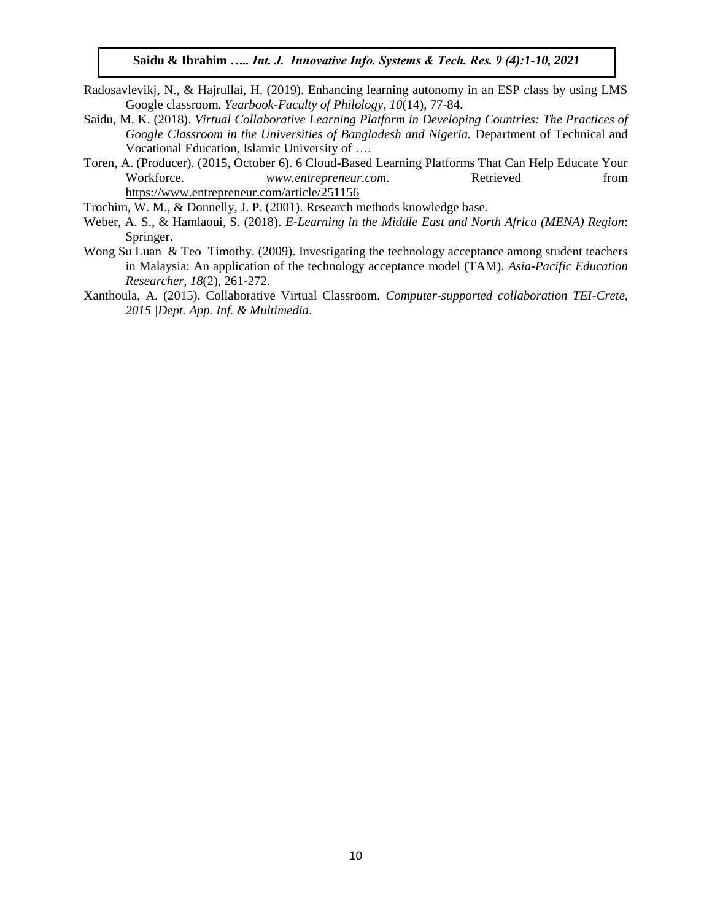Radosavlevikj, N., & Hajrullai, H. (2019). Enhancing learning autonomy in an ESP class by using LMS Google classroom. *Yearbook-Faculty of Philology, 10*(14), 77-84.

Saidu, M. K. (2018). *Virtual Collaborative Learning Platform in Developing Countries: The Practices of Google Classroom in the Universities of Bangladesh and Nigeria.* Department of Technical and Vocational Education, Islamic University of ….

Toren, A. (Producer). (2015, October 6). 6 Cloud-Based Learning Platforms That Can Help Educate Your Workforce. *www.entrepreneur.com*. Retrieved from https://www.entrepreneur.com/article/251156

Trochim, W. M., & Donnelly, J. P. (2001). Research methods knowledge base.

Weber, A. S., & Hamlaoui, S. (2018). *E-Learning in the Middle East and North Africa (MENA) Region*: Springer.

Wong Su Luan & Teo Timothy. (2009). Investigating the technology acceptance among student teachers in Malaysia: An application of the technology acceptance model (TAM). *Asia-Pacific Education Researcher, 18*(2), 261-272.

Xanthoula, A. (2015). Collaborative Virtual Classroom. *Computer-supported collaboration TEI-Crete, 2015 |Dept. App. Inf. & Multimedia*.